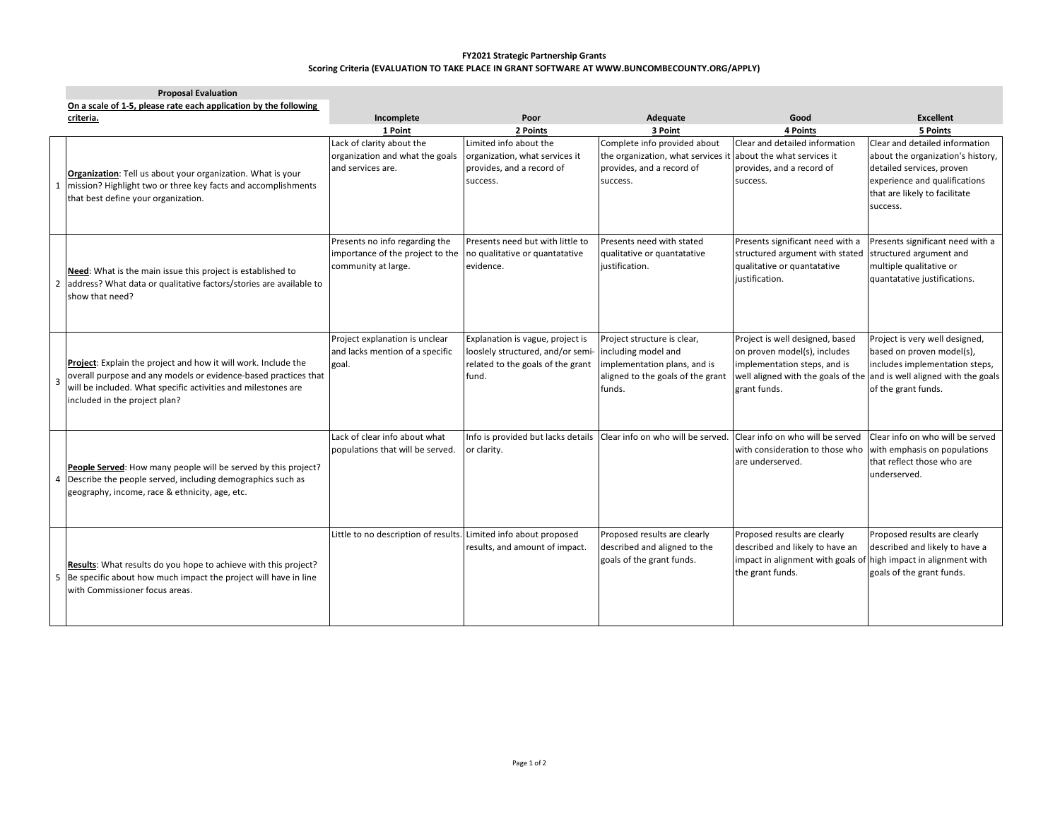**FY2021 Strategic Partnership Grants**

**Scoring Criteria (EVALUATION TO TAKE PLACE IN GRANT SOFTWARE AT WWW.BUNCOMBECOUNTY.ORG/APPLY)**

| | **Proposal Evaluation**<br>**On a scale of 1-5, please rate each application by the following criteria.** | **Incomplete**<br>**1 Point** | **Poor**<br>**2 Points** | **Adequate**<br>**3 Point** | **Good**<br>**4 Points** | **Excellent**<br>**5 Points** |
|---|---|---|---|---|---|---|
| 1 | **Organization**: Tell us about your organization. What is your mission? Highlight two or three key facts and accomplishments that best define your organization. | Lack of clarity about the organization and what the goals and services are. | Limited info about the organization, what services it provides, and a record of success. | Complete info provided about the organization, what services it provides, and a record of success. | Clear and detailed information about the what services it provides, and a record of success. | Clear and detailed information about the organization's history, detailed services, proven experience and qualifications that are likely to facilitate success. |
| 2 | **Need**: What is the main issue this project is established to address? What data or qualitative factors/stories are available to show that need? | Presents no info regarding the importance of the project to the community at large. | Presents need but with little to no qualitative or quantatative evidence. | Presents need with stated qualitative or quantatative justification. | Presents significant need with a structured argument with stated qualitative or quantatative justification. | Presents significant need with a structured argument and multiple qualitative or quantatative justifications. |
| 3 | **Project**: Explain the project and how it will work. Include the overall purpose and any models or evidence-based practices that will be included. What specific activities and milestones are included in the project plan? | Project explanation is unclear and lacks mention of a specific goal. | Explanation is vague, project is looslely structured, and/or semi-related to the goals of the grant fund. | Project structure is clear, including model and implementation plans, and is aligned to the goals of the grant funds. | Project is well designed, based on proven model(s), includes implementation steps, and is well aligned with the goals of the grant funds. | Project is very well designed, based on proven model(s), includes implementation steps, and is well aligned with the goals of the grant funds. |
| 4 | **People Served**: How many people will be served by this project? Describe the people served, including demographics such as geography, income, race & ethnicity, age, etc. | Lack of clear info about what populations that will be served. | Info is provided but lacks details or clarity. | Clear info on who will be served. | Clear info on who will be served with consideration to those who are underserved. | Clear info on who will be served with emphasis on populations that reflect those who are underserved. |
| 5 | **Results**: What results do you hope to achieve with this project? Be specific about how much impact the project will have in line with Commissioner focus areas. | Little to no description of results. | Limited info about proposed results, and amount of impact. | Proposed results are clearly described and aligned to the goals of the grant funds. | Proposed results are clearly described and likely to have an impact in alignment with goals of the grant funds. | Proposed results are clearly described and likely to have a high impact in alignment with goals of the grant funds. |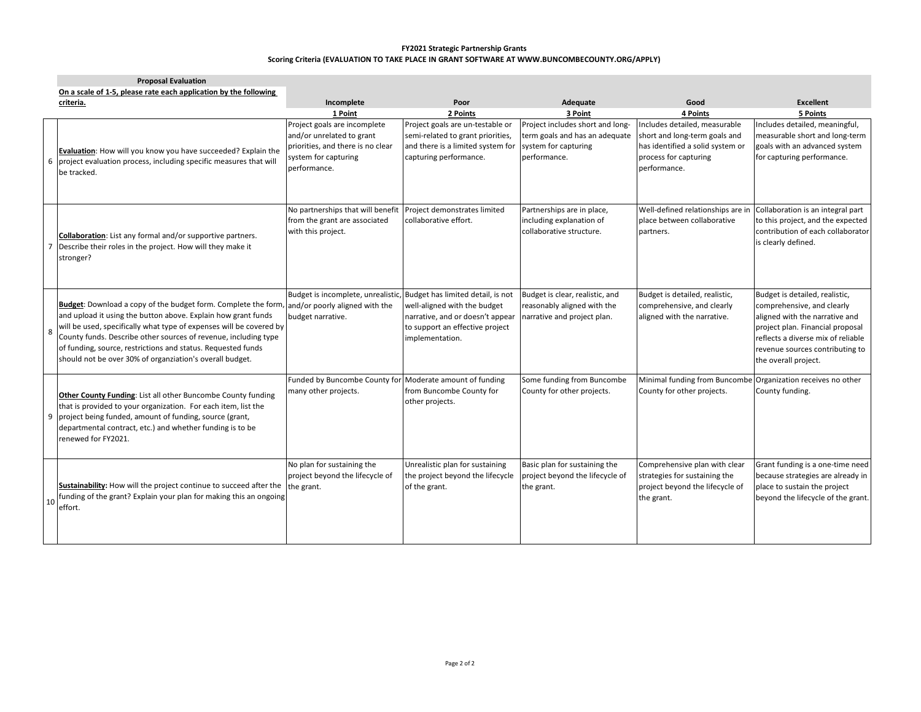**FY2021 Strategic Partnership Grants**
**Scoring Criteria (EVALUATION TO TAKE PLACE IN GRANT SOFTWARE AT WWW.BUNCOMBECOUNTY.ORG/APPLY)**

| | **Proposal Evaluation**<br>**On a scale of 1-5, please rate each application by the following criteria.** | **Incomplete**<br>**1 Point** | **Poor**<br>**2 Points** | **Adequate**<br>**3 Point** | **Good**<br>**4 Points** | **Excellent**<br>**5 Points** |
|---|---|---|---|---|---|---|
| 6 | **Evaluation**: How will you know you have succeeded? Explain the project evaluation process, including specific measures that will be tracked. | Project goals are incomplete and/or unrelated to grant priorities, and there is no clear system for capturing performance. | Project goals are un-testable or semi-related to grant priorities, and there is a limited system for capturing performance. | Project includes short and long-term goals and has an adequate system for capturing performance. | Includes detailed, measurable short and long-term goals and has identified a solid system or process for capturing performance. | Includes detailed, meaningful, measurable short and long-term goals with an advanced system for capturing performance. |
| 7 | **Collaboration**: List any formal and/or supportive partners. Describe their roles in the project. How will they make it stronger? | No partnerships that will benefit from the grant are associated with this project. | Project demonstrates limited collaborative effort. | Partnerships are in place, including explanation of collaborative structure. | Well-defined relationships are in place between collaborative partners. | Collaboration is an integral part to this project, and the expected contribution of each collaborator is clearly defined. |
| 8 | **Budget**: Download a copy of the budget form. Complete the form, and upload it using the button above. Explain how grant funds will be used, specifically what type of expenses will be covered by County funds. Describe other sources of revenue, including type of funding, source, restrictions and status. Requested funds should not be over 30% of organziation's overall budget. | Budget is incomplete, unrealistic, and/or poorly aligned with the budget narrative. | Budget has limited detail, is not well-aligned with the budget narrative, and or doesn't appear to support an effective project implementation. | Budget is clear, realistic, and reasonably aligned with the narrative and project plan. | Budget is detailed, realistic, comprehensive, and clearly aligned with the narrative. | Budget is detailed, realistic, comprehensive, and clearly aligned with the narrative and project plan. Financial proposal reflects a diverse mix of reliable revenue sources contributing to the overall project. |
| 9 | **Other County Funding**: List all other Buncombe County funding that is provided to your organization. For each item, list the project being funded, amount of funding, source (grant, departmental contract, etc.) and whether funding is to be renewed for FY2021. | Funded by Buncombe County for many other projects. | Moderate amount of funding from Buncombe County for other projects. | Some funding from Buncombe County for other projects. | Minimal funding from Buncombe County for other projects. | Organization receives no other County funding. |
| 10 | **Sustainability:** How will the project continue to succeed after the funding of the grant? Explain your plan for making this an ongoing effort. | No plan for sustaining the project beyond the lifecycle of the grant. | Unrealistic plan for sustaining the project beyond the lifecycle of the grant. | Basic plan for sustaining the project beyond the lifecycle of the grant. | Comprehensive plan with clear strategies for sustaining the project beyond the lifecycle of the grant. | Grant funding is a one-time need because strategies are already in place to sustain the project beyond the lifecycle of the grant. |